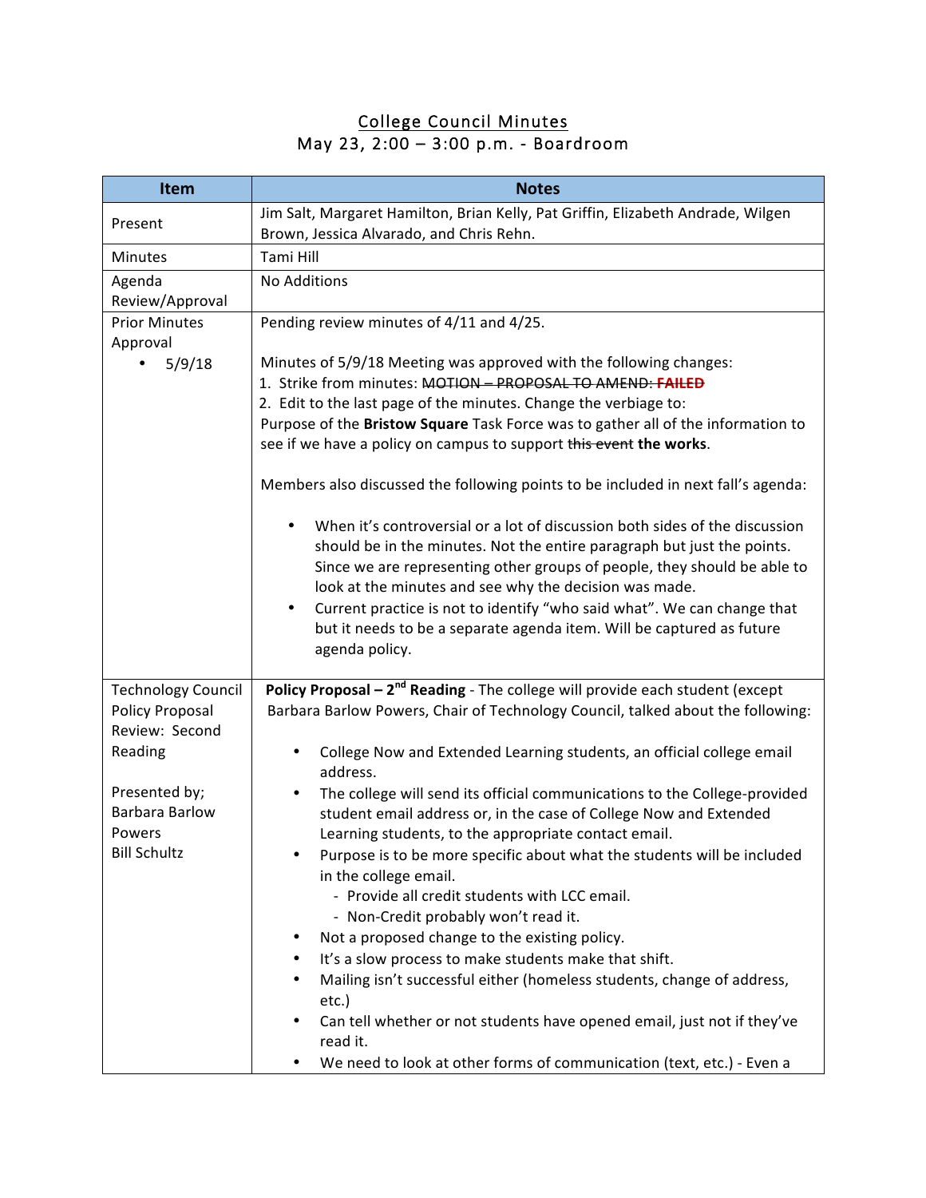# College Council Minutes

May 23, 2:00 – 3:00 p.m. - Boardroom

| Item | Notes |
|---|---|
| Present | Jim Salt, Margaret Hamilton, Brian Kelly, Pat Griffin, Elizabeth Andrade, Wilgen Brown, Jessica Alvarado, and Chris Rehn. |
| Minutes | Tami Hill |
| Agenda Review/Approval | No Additions |
| Prior Minutes Approval<br>• 5/9/18 | Pending review minutes of 4/11 and 4/25.<br><br>Minutes of 5/9/18 Meeting was approved with the following changes:<br>1. Strike from minutes: ~~MOTION – PROPOSAL TO AMEND: **FAILED**~~<br>2. Edit to the last page of the minutes. Change the verbiage to:<br>Purpose of the **Bristow Square** Task Force was to gather all of the information to see if we have a policy on campus to support ~~this event~~ **the works**.<br><br>Members also discussed the following points to be included in next fall's agenda:<br><br>• When it's controversial or a lot of discussion both sides of the discussion should be in the minutes. Not the entire paragraph but just the points. Since we are representing other groups of people, they should be able to look at the minutes and see why the decision was made.<br>• Current practice is not to identify "who said what". We can change that but it needs to be a separate agenda item. Will be captured as future agenda policy. |
| Technology Council Policy Proposal Review: Second Reading<br><br>Presented by;<br>Barbara Barlow Powers<br>Bill Schultz | **Policy Proposal – 2nd Reading** - The college will provide each student (except Barbara Barlow Powers, Chair of Technology Council, talked about the following:<br><br>• College Now and Extended Learning students, an official college email address.<br>• The college will send its official communications to the College-provided student email address or, in the case of College Now and Extended Learning students, to the appropriate contact email.<br>• Purpose is to be more specific about what the students will be included in the college email.<br>  - Provide all credit students with LCC email.<br>  - Non-Credit probably won't read it.<br>• Not a proposed change to the existing policy.<br>• It's a slow process to make students make that shift.<br>• Mailing isn't successful either (homeless students, change of address, etc.)<br>• Can tell whether or not students have opened email, just not if they've read it.<br>• We need to look at other forms of communication (text, etc.) - Even a |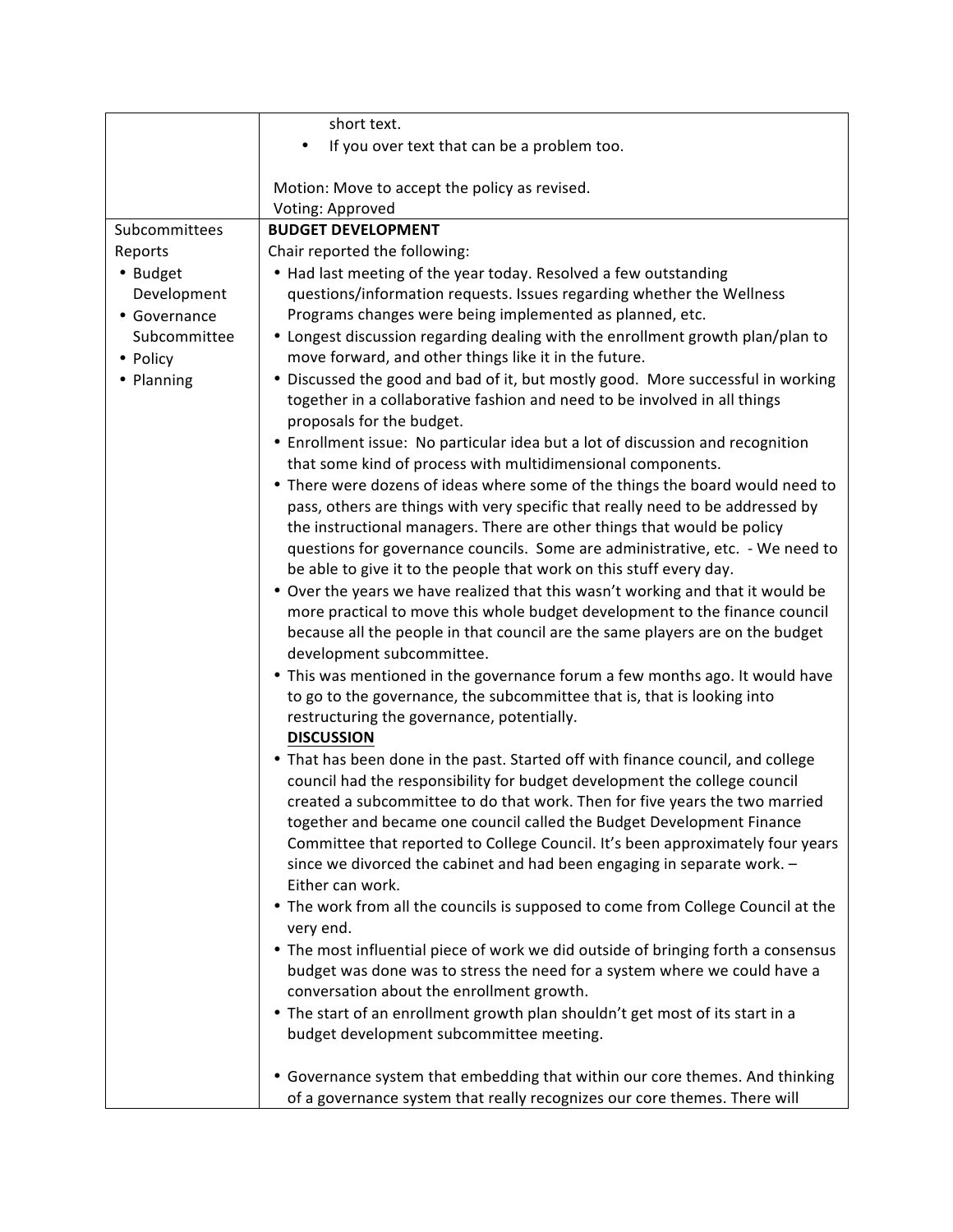| | |
|---|---|
| | short text.<br>• If you over text that can be a problem too.<br><br>Motion: Move to accept the policy as revised.<br>Voting: Approved |
| Subcommittees Reports<br>• Budget Development<br>• Governance Subcommittee<br>• Policy<br>• Planning | **BUDGET DEVELOPMENT**<br>Chair reported the following:<br>• Had last meeting of the year today. Resolved a few outstanding questions/information requests. Issues regarding whether the Wellness Programs changes were being implemented as planned, etc.<br>• Longest discussion regarding dealing with the enrollment growth plan/plan to move forward, and other things like it in the future.<br>• Discussed the good and bad of it, but mostly good. More successful in working together in a collaborative fashion and need to be involved in all things proposals for the budget.<br>• Enrollment issue: No particular idea but a lot of discussion and recognition that some kind of process with multidimensional components.<br>• There were dozens of ideas where some of the things the board would need to pass, others are things with very specific that really need to be addressed by the instructional managers. There are other things that would be policy questions for governance councils. Some are administrative, etc. - We need to be able to give it to the people that work on this stuff every day.<br>• Over the years we have realized that this wasn't working and that it would be more practical to move this whole budget development to the finance council because all the people in that council are the same players are on the budget development subcommittee.<br>• This was mentioned in the governance forum a few months ago. It would have to go to the governance, the subcommittee that is, that is looking into restructuring the governance, potentially.<br>**DISCUSSION**<br>• That has been done in the past. Started off with finance council, and college council had the responsibility for budget development the college council created a subcommittee to do that work. Then for five years the two married together and became one council called the Budget Development Finance Committee that reported to College Council. It's been approximately four years since we divorced the cabinet and had been engaging in separate work. – Either can work.<br>• The work from all the councils is supposed to come from College Council at the very end.<br>• The most influential piece of work we did outside of bringing forth a consensus budget was done was to stress the need for a system where we could have a conversation about the enrollment growth.<br>• The start of an enrollment growth plan shouldn't get most of its start in a budget development subcommittee meeting.<br><br>• Governance system that embedding that within our core themes. And thinking of a governance system that really recognizes our core themes. There will |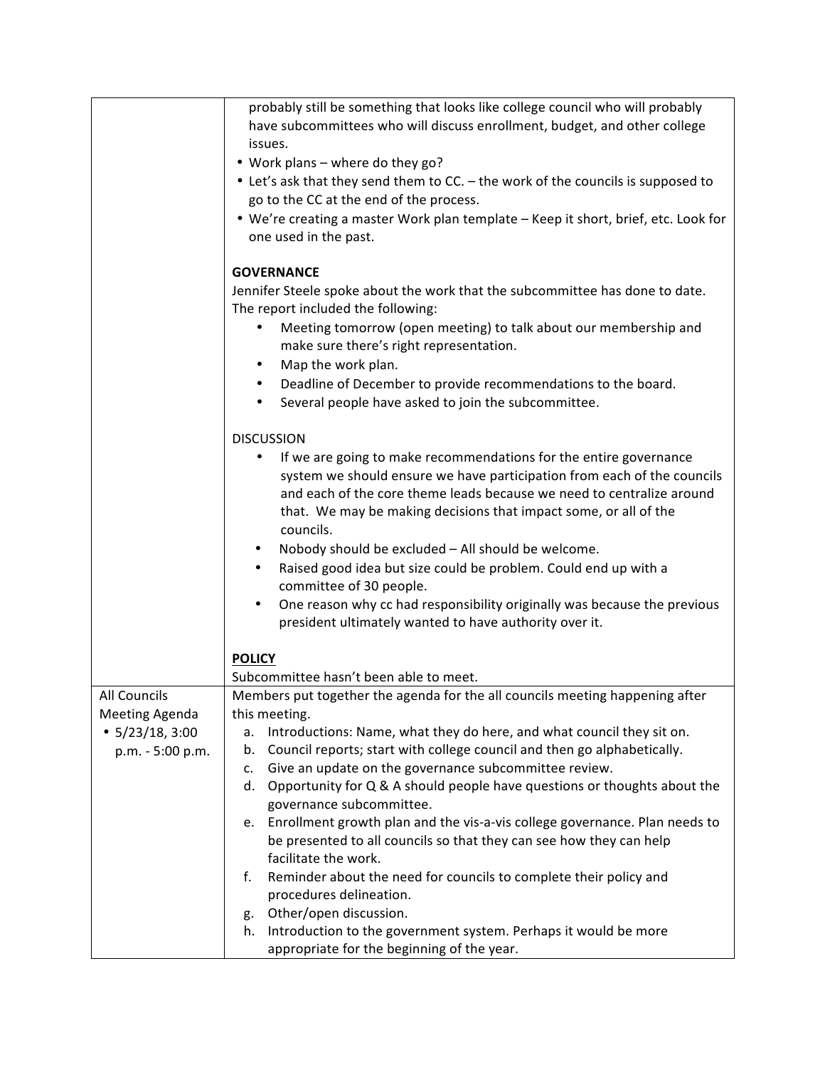| | |
|---|---|
| | probably still be something that looks like college council who will probably have subcommittees who will discuss enrollment, budget, and other college issues.<br>• Work plans – where do they go?<br>• Let's ask that they send them to CC. – the work of the councils is supposed to go to the CC at the end of the process.<br>• We're creating a master Work plan template – Keep it short, brief, etc. Look for one used in the past.<br><br>**GOVERNANCE**<br>Jennifer Steele spoke about the work that the subcommittee has done to date. The report included the following:<br>• Meeting tomorrow (open meeting) to talk about our membership and make sure there's right representation.<br>• Map the work plan.<br>• Deadline of December to provide recommendations to the board.<br>• Several people have asked to join the subcommittee.<br><br>DISCUSSION<br>• If we are going to make recommendations for the entire governance system we should ensure we have participation from each of the councils and each of the core theme leads because we need to centralize around that. We may be making decisions that impact some, or all of the councils.<br>• Nobody should be excluded – All should be welcome.<br>• Raised good idea but size could be problem. Could end up with a committee of 30 people.<br>• One reason why cc had responsibility originally was because the previous president ultimately wanted to have authority over it.<br><br>**POLICY**<br>Subcommittee hasn't been able to meet. |
| All Councils Meeting Agenda<br>• 5/23/18, 3:00 p.m. - 5:00 p.m. | Members put together the agenda for the all councils meeting happening after this meeting.<br>a. Introductions: Name, what they do here, and what council they sit on.<br>b. Council reports; start with college council and then go alphabetically.<br>c. Give an update on the governance subcommittee review.<br>d. Opportunity for Q & A should people have questions or thoughts about the governance subcommittee.<br>e. Enrollment growth plan and the vis-a-vis college governance. Plan needs to be presented to all councils so that they can see how they can help facilitate the work.<br>f. Reminder about the need for councils to complete their policy and procedures delineation.<br>g. Other/open discussion.<br>h. Introduction to the government system. Perhaps it would be more appropriate for the beginning of the year. |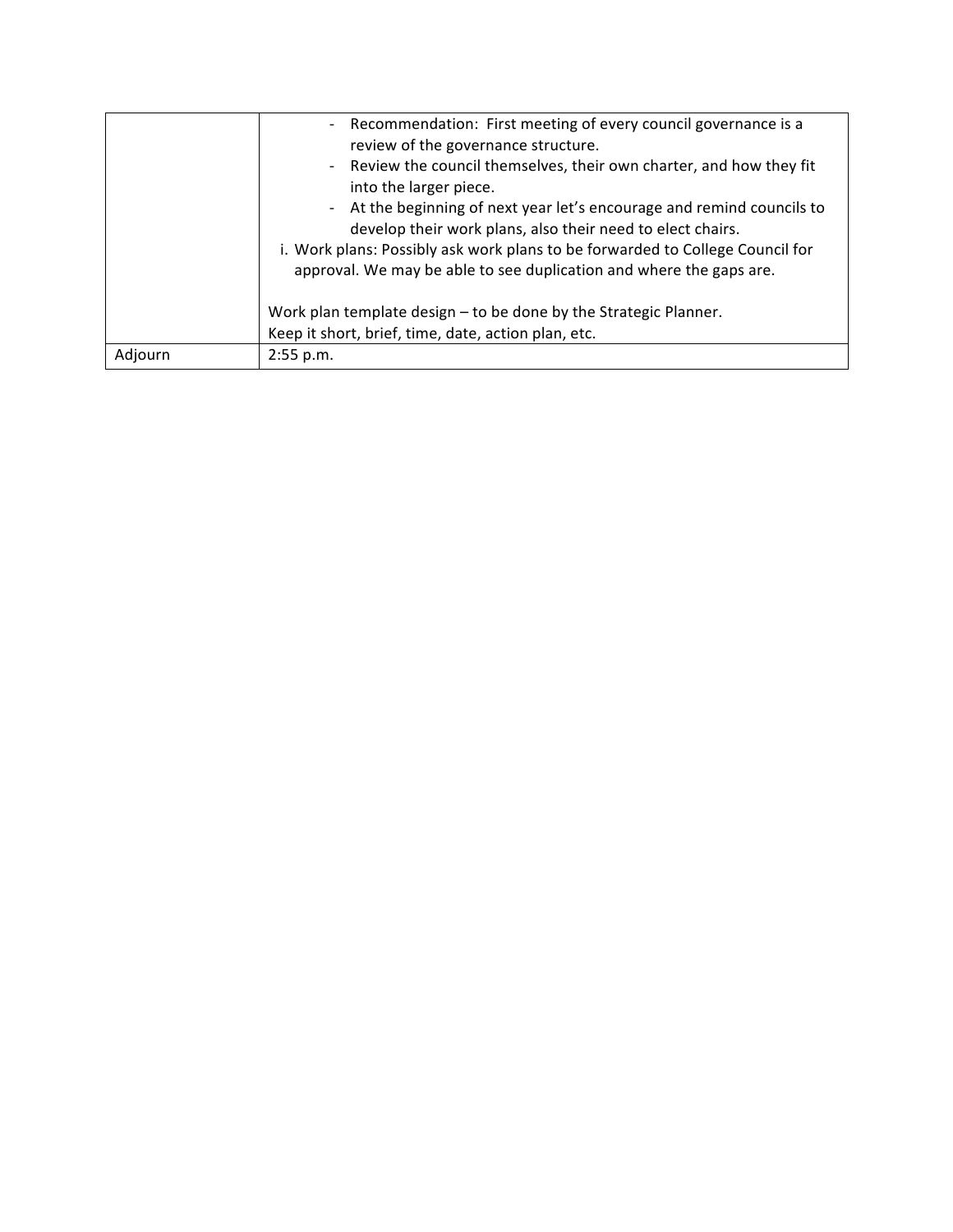| | |
|---|---|
| | - Recommendation: First meeting of every council governance is a review of the governance structure.<br>- Review the council themselves, their own charter, and how they fit into the larger piece.<br>- At the beginning of next year let's encourage and remind councils to develop their work plans, also their need to elect chairs.<br>i. Work plans: Possibly ask work plans to be forwarded to College Council for approval. We may be able to see duplication and where the gaps are.<br><br>Work plan template design – to be done by the Strategic Planner.<br>Keep it short, brief, time, date, action plan, etc. |
| Adjourn | 2:55 p.m. |